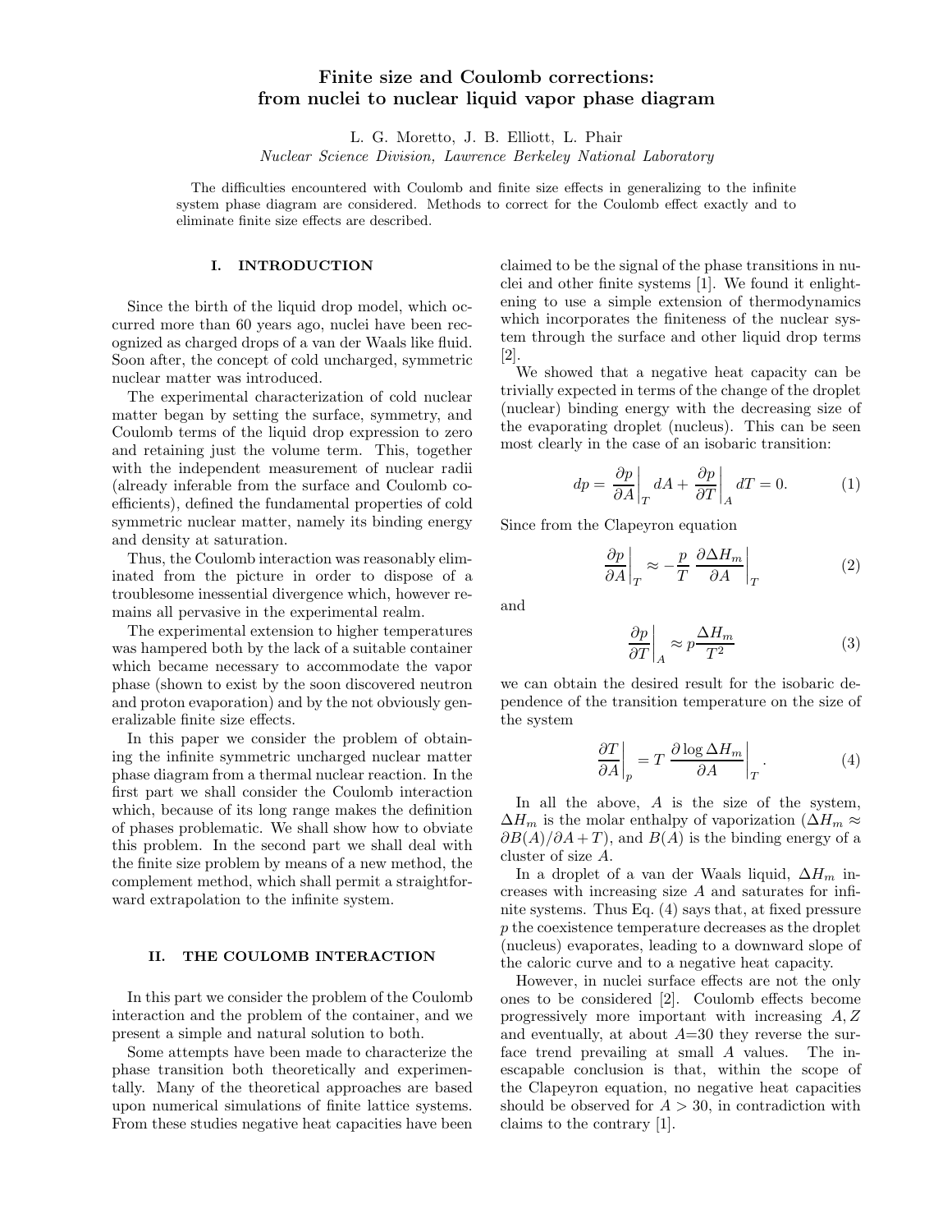# Finite size and Coulomb corrections: from nuclei to nuclear liquid vapor phase diagram

L. G. Moretto, J. B. Elliott, L. Phair

*Nuclear Science Division, Lawrence Berkeley National Laboratory*

The difficulties encountered with Coulomb and finite size effects in generalizing to the infinite system phase diagram are considered. Methods to correct for the Coulomb effect exactly and to eliminate finite size effects are described.

## I. INTRODUCTION

Since the birth of the liquid drop model, which occurred more than 60 years ago, nuclei have been recognized as charged drops of a van der Waals like fluid. Soon after, the concept of cold uncharged, symmetric nuclear matter was introduced.

The experimental characterization of cold nuclear matter began by setting the surface, symmetry, and Coulomb terms of the liquid drop expression to zero and retaining just the volume term. This, together with the independent measurement of nuclear radii (already inferable from the surface and Coulomb coefficients), defined the fundamental properties of cold symmetric nuclear matter, namely its binding energy and density at saturation.

Thus, the Coulomb interaction was reasonably eliminated from the picture in order to dispose of a troublesome inessential divergence which, however remains all pervasive in the experimental realm.

The experimental extension to higher temperatures was hampered both by the lack of a suitable container which became necessary to accommodate the vapor phase (shown to exist by the soon discovered neutron and proton evaporation) and by the not obviously generalizable finite size effects.

In this paper we consider the problem of obtaining the infinite symmetric uncharged nuclear matter phase diagram from a thermal nuclear reaction. In the first part we shall consider the Coulomb interaction which, because of its long range makes the definition of phases problematic. We shall show how to obviate this problem. In the second part we shall deal with the finite size problem by means of a new method, the complement method, which shall permit a straightforward extrapolation to the infinite system.

## II. THE COULOMB INTERACTION

In this part we consider the problem of the Coulomb interaction and the problem of the container, and we present a simple and natural solution to both.

Some attempts have been made to characterize the phase transition both theoretically and experimentally. Many of the theoretical approaches are based upon numerical simulations of finite lattice systems. From these studies negative heat capacities have been claimed to be the signal of the phase transitions in nuclei and other finite systems [1]. We found it enlightening to use a simple extension of thermodynamics which incorporates the finiteness of the nuclear system through the surface and other liquid drop terms [2].

We showed that a negative heat capacity can be trivially expected in terms of the change of the droplet (nuclear) binding energy with the decreasing size of the evaporating droplet (nucleus). This can be seen most clearly in the case of an isobaric transition:

$$dp = \left.\frac{\partial p}{\partial A}\right|_T dA + \left.\frac{\partial p}{\partial T}\right|_A dT = 0. \tag{1}$$

Since from the Clapeyron equation

$$\left.\frac{\partial p}{\partial A}\right|_T \approx -\frac{p}{T} \left.\frac{\partial \Delta H_m}{\partial A}\right|_T \tag{2}$$

and

$$\left.\frac{\partial p}{\partial T}\right|_A \approx p\frac{\Delta H_m}{T^2} \tag{3}$$

we can obtain the desired result for the isobaric dependence of the transition temperature on the size of the system

$$\left.\frac{\partial T}{\partial A}\right|_p = T \left.\frac{\partial \log \Delta H_m}{\partial A}\right|_T. \tag{4}$$

In all the above, $A$ is the size of the system, $\Delta H_m$ is the molar enthalpy of vaporization ($\Delta H_m \approx \partial B(A)/\partial A + T$), and $B(A)$ is the binding energy of a cluster of size $A$.

In a droplet of a van der Waals liquid, $\Delta H_m$ increases with increasing size $A$ and saturates for infinite systems. Thus Eq. (4) says that, at fixed pressure $p$ the coexistence temperature decreases as the droplet (nucleus) evaporates, leading to a downward slope of the caloric curve and to a negative heat capacity.

However, in nuclei surface effects are not the only ones to be considered [2]. Coulomb effects become progressively more important with increasing $A, Z$ and eventually, at about $A$=30 they reverse the surface trend prevailing at small $A$ values. The inescapable conclusion is that, within the scope of the Clapeyron equation, no negative heat capacities should be observed for $A > 30$, in contradiction with claims to the contrary [1].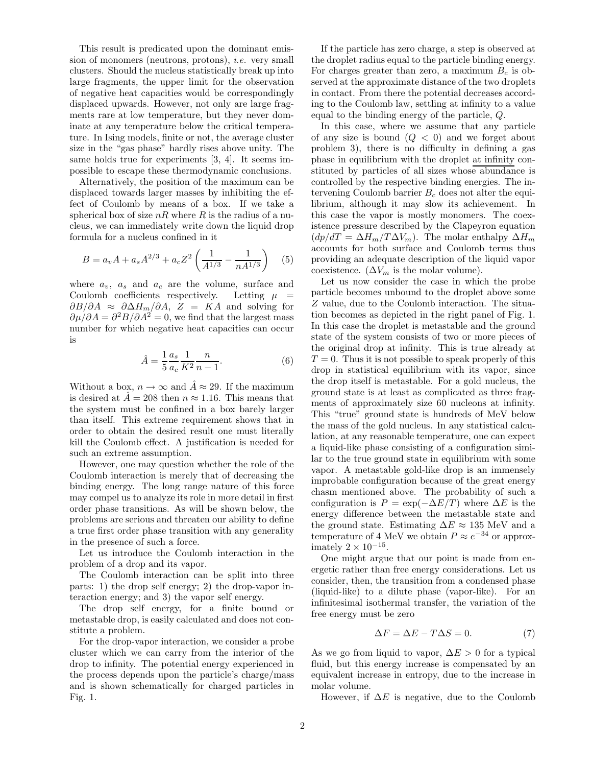This result is predicated upon the dominant emission of monomers (neutrons, protons), *i.e.* very small clusters. Should the nucleus statistically break up into large fragments, the upper limit for the observation of negative heat capacities would be correspondingly displaced upwards. However, not only are large fragments rare at low temperature, but they never dominate at any temperature below the critical temperature. In Ising models, finite or not, the average cluster size in the "gas phase" hardly rises above unity. The same holds true for experiments [3, 4]. It seems impossible to escape these thermodynamic conclusions.

Alternatively, the position of the maximum can be displaced towards larger masses by inhibiting the effect of Coulomb by means of a box. If we take a spherical box of size $nR$ where $R$ is the radius of a nucleus, we can immediately write down the liquid drop formula for a nucleus confined in it

$$B = a_v A + a_s A^{2/3} + a_c Z^2 \left( \frac{1}{A^{1/3}} - \frac{1}{nA^{1/3}} \right) \quad (5)$$

where $a_v$, $a_s$ and $a_c$ are the volume, surface and Coulomb coefficients respectively. Letting $\mu = \partial B/\partial A \approx \partial \Delta H_m/\partial A$, $Z = KA$ and solving for $\partial\mu/\partial A = \partial^2 B/\partial A^2 = 0$, we find that the largest mass number for which negative heat capacities can occur is

$$\hat{A} = \frac{1}{5}\frac{a_s}{a_c}\frac{1}{K^2}\frac{n}{n-1}. \quad (6)$$

Without a box, $n \to \infty$ and $\hat{A} \approx 29$. If the maximum is desired at $\hat{A} = 208$ then $n \approx 1.16$. This means that the system must be confined in a box barely larger than itself. This extreme requirement shows that in order to obtain the desired result one must literally kill the Coulomb effect. A justification is needed for such an extreme assumption.

However, one may question whether the role of the Coulomb interaction is merely that of decreasing the binding energy. The long range nature of this force may compel us to analyze its role in more detail in first order phase transitions. As will be shown below, the problems are serious and threaten our ability to define a true first order phase transition with any generality in the presence of such a force.

Let us introduce the Coulomb interaction in the problem of a drop and its vapor.

The Coulomb interaction can be split into three parts: 1) the drop self energy; 2) the drop-vapor interaction energy; and 3) the vapor self energy.

The drop self energy, for a finite bound or metastable drop, is easily calculated and does not constitute a problem.

For the drop-vapor interaction, we consider a probe cluster which we can carry from the interior of the drop to infinity. The potential energy experienced in the process depends upon the particle's charge/mass and is shown schematically for charged particles in Fig. 1.

If the particle has zero charge, a step is observed at the droplet radius equal to the particle binding energy. For charges greater than zero, a maximum $B_c$ is observed at the approximate distance of the two droplets in contact. From there the potential decreases according to the Coulomb law, settling at infinity to a value equal to the binding energy of the particle, $Q$.

In this case, where we assume that any particle of any size is bound ($Q < 0$) and we forget about problem 3), there is no difficulty in defining a gas phase in equilibrium with the droplet <u>at infinity</u> constituted by particles of all sizes whose abundance is controlled by the respective binding energies. The intervening Coulomb barrier $B_c$ does not alter the equilibrium, although it may slow its achievement. In this case the vapor is mostly monomers. The coexistence pressure described by the Clapeyron equation ($dp/dT = \Delta H_m/T\Delta V_m$). The molar enthalpy $\Delta H_m$ accounts for both surface and Coulomb terms thus providing an adequate description of the liquid vapor coexistence. ($\Delta V_m$ is the molar volume).

Let us now consider the case in which the probe particle becomes unbound to the droplet above some $Z$ value, due to the Coulomb interaction. The situation becomes as depicted in the right panel of Fig. 1. In this case the droplet is metastable and the ground state of the system consists of two or more pieces of the original drop at infinity. This is true already at $T = 0$. Thus it is not possible to speak properly of this drop in statistical equilibrium with its vapor, since the drop itself is metastable. For a gold nucleus, the ground state is at least as complicated as three fragments of approximately size 60 nucleons at infinity. This "true" ground state is hundreds of MeV below the mass of the gold nucleus. In any statistical calculation, at any reasonable temperature, one can expect a liquid-like phase consisting of a configuration similar to the true ground state in equilibrium with some vapor. A metastable gold-like drop is an immensely improbable configuration because of the great energy chasm mentioned above. The probability of such a configuration is $P = \exp(-\Delta E/T)$ where $\Delta E$ is the energy difference between the metastable state and the ground state. Estimating $\Delta E \approx 135$ MeV and a temperature of 4 MeV we obtain $P \approx e^{-34}$ or approximately $2 \times 10^{-15}$.

One might argue that our point is made from energetic rather than free energy considerations. Let us consider, then, the transition from a condensed phase (liquid-like) to a dilute phase (vapor-like). For an infinitesimal isothermal transfer, the variation of the free energy must be zero

$$\Delta F = \Delta E - T\Delta S = 0. \quad (7)$$

As we go from liquid to vapor, $\Delta E > 0$ for a typical fluid, but this energy increase is compensated by an equivalent increase in entropy, due to the increase in molar volume.

However, if $\Delta E$ is negative, due to the Coulomb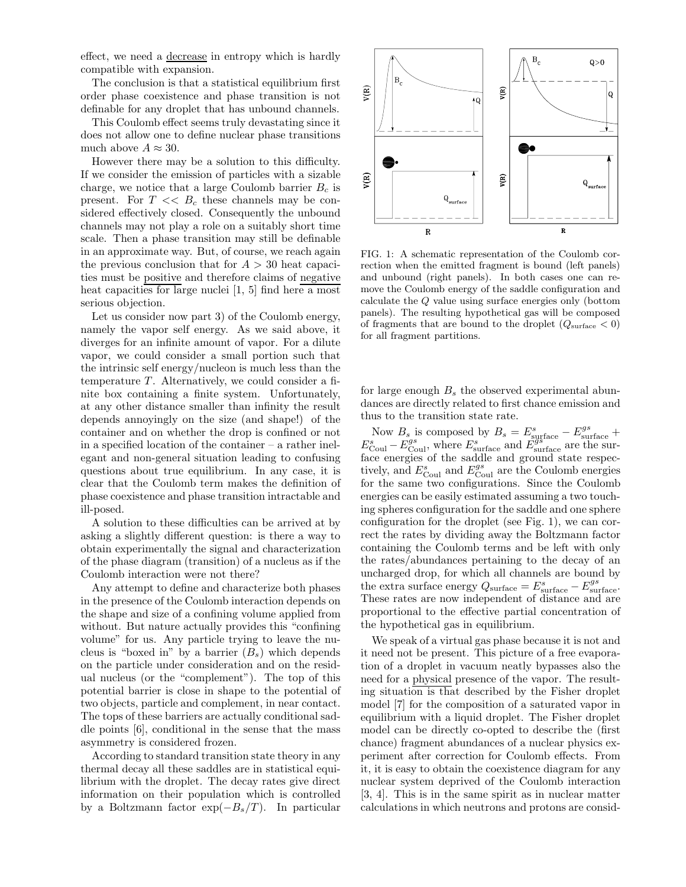effect, we need a decrease in entropy which is hardly compatible with expansion.

The conclusion is that a statistical equilibrium first order phase coexistence and phase transition is not definable for any droplet that has unbound channels.

This Coulomb effect seems truly devastating since it does not allow one to define nuclear phase transitions much above $A \approx 30$.

However there may be a solution to this difficulty. If we consider the emission of particles with a sizable charge, we notice that a large Coulomb barrier $B_c$ is present. For $T << B_c$ these channels may be considered effectively closed. Consequently the unbound channels may not play a role on a suitably short time scale. Then a phase transition may still be definable in an approximate way. But, of course, we reach again the previous conclusion that for $A > 30$ heat capacities must be positive and therefore claims of negative heat capacities for large nuclei [1, 5] find here a most serious objection.

Let us consider now part 3) of the Coulomb energy, namely the vapor self energy. As we said above, it diverges for an infinite amount of vapor. For a dilute vapor, we could consider a small portion such that the intrinsic self energy/nucleon is much less than the temperature $T$. Alternatively, we could consider a finite box containing a finite system. Unfortunately, at any other distance smaller than infinity the result depends annoyingly on the size (and shape!) of the container and on whether the drop is confined or not in a specified location of the container – a rather inelegant and non-general situation leading to confusing questions about true equilibrium. In any case, it is clear that the Coulomb term makes the definition of phase coexistence and phase transition intractable and ill-posed.

A solution to these difficulties can be arrived at by asking a slightly different question: is there a way to obtain experimentally the signal and characterization of the phase diagram (transition) of a nucleus as if the Coulomb interaction were not there?

Any attempt to define and characterize both phases in the presence of the Coulomb interaction depends on the shape and size of a confining volume applied from without. But nature actually provides this "confining volume" for us. Any particle trying to leave the nucleus is "boxed in" by a barrier ($B_s$) which depends on the particle under consideration and on the residual nucleus (or the "complement"). The top of this potential barrier is close in shape to the potential of two objects, particle and complement, in near contact. The tops of these barriers are actually conditional saddle points [6], conditional in the sense that the mass asymmetry is considered frozen.

According to standard transition state theory in any thermal decay all these saddles are in statistical equilibrium with the droplet. The decay rates give direct information on their population which is controlled by a Boltzmann factor $\exp(-B_s/T)$. In particular for large enough $B_s$ the observed experimental abundances are directly related to first chance emission and thus to the transition state rate.

FIG. 1: A schematic representation of the Coulomb correction when the emitted fragment is bound (left panels) and unbound (right panels). In both cases one can remove the Coulomb energy of the saddle configuration and calculate the $Q$ value using surface energies only (bottom panels). The resulting hypothetical gas will be composed of fragments that are bound to the droplet ($Q_{\rm surface} < 0$) for all fragment partitions.

Now $B_s$ is composed by $B_s = E^s_{\rm surface} - E^{gs}_{\rm surface} + E^s_{\rm Coul} - E^{gs}_{\rm Coul}$, where $E^s_{\rm surface}$ and $E^{gs}_{\rm surface}$ are the surface energies of the saddle and ground state respectively, and $E^s_{\rm Coul}$ and $E^{gs}_{\rm Coul}$ are the Coulomb energies for the same two configurations. Since the Coulomb energies can be easily estimated assuming a two touching spheres configuration for the saddle and one sphere configuration for the droplet (see Fig. 1), we can correct the rates by dividing away the Boltzmann factor containing the Coulomb terms and be left with only the rates/abundances pertaining to the decay of an uncharged drop, for which all channels are bound by the extra surface energy $Q_{\rm surface} = E^s_{\rm surface} - E^{gs}_{\rm surface}$. These rates are now independent of distance and are proportional to the effective partial concentration of the hypothetical gas in equilibrium.

We speak of a virtual gas phase because it is not and it need not be present. This picture of a free evaporation of a droplet in vacuum neatly bypasses also the need for a physical presence of the vapor. The resulting situation is that described by the Fisher droplet model [7] for the composition of a saturated vapor in equilibrium with a liquid droplet. The Fisher droplet model can be directly co-opted to describe the (first chance) fragment abundances of a nuclear physics experiment after correction for Coulomb effects. From it, it is easy to obtain the coexistence diagram for any nuclear system deprived of the Coulomb interaction [3, 4]. This is in the same spirit as in nuclear matter calculations in which neutrons and protons are consid-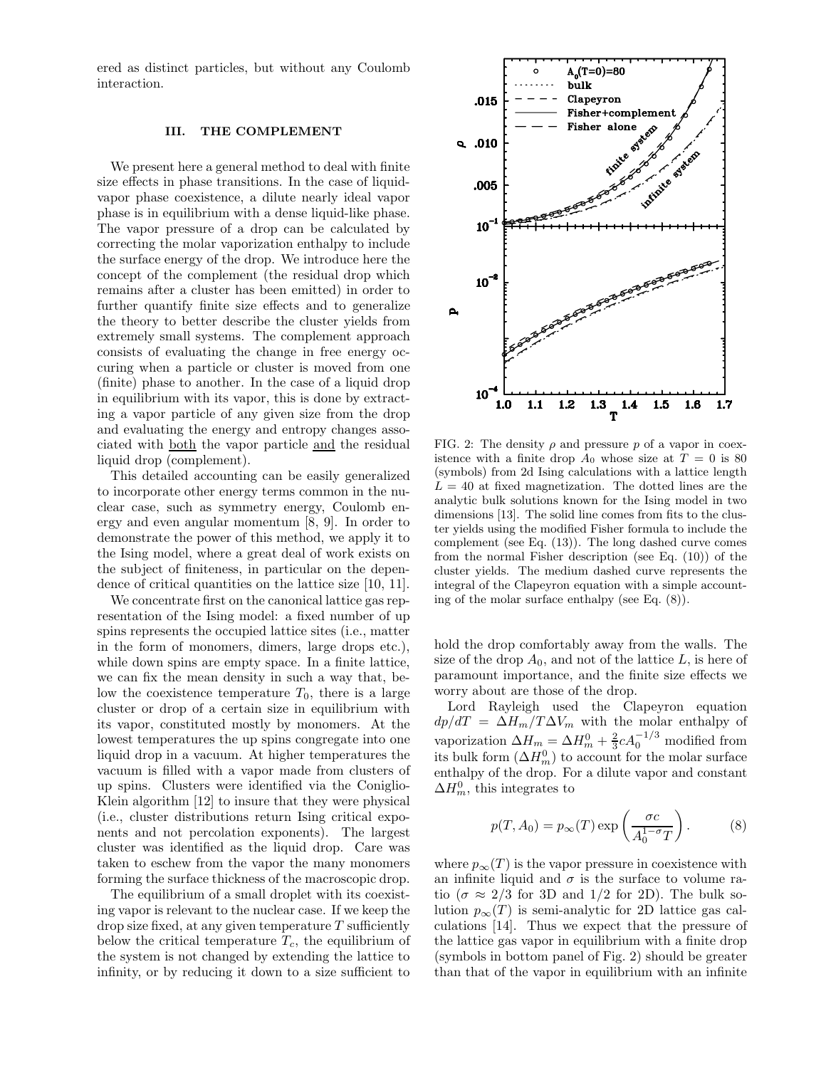ered as distinct particles, but without any Coulomb interaction.

### III. THE COMPLEMENT

We present here a general method to deal with finite size effects in phase transitions. In the case of liquid-vapor phase coexistence, a dilute nearly ideal vapor phase is in equilibrium with a dense liquid-like phase. The vapor pressure of a drop can be calculated by correcting the molar vaporization enthalpy to include the surface energy of the drop. We introduce here the concept of the complement (the residual drop which remains after a cluster has been emitted) in order to further quantify finite size effects and to generalize the theory to better describe the cluster yields from extremely small systems. The complement approach consists of evaluating the change in free energy occuring when a particle or cluster is moved from one (finite) phase to another. In the case of a liquid drop in equilibrium with its vapor, this is done by extracting a vapor particle of any given size from the drop and evaluating the energy and entropy changes associated with both the vapor particle and the residual liquid drop (complement).

This detailed accounting can be easily generalized to incorporate other energy terms common in the nuclear case, such as symmetry energy, Coulomb energy and even angular momentum [8, 9]. In order to demonstrate the power of this method, we apply it to the Ising model, where a great deal of work exists on the subject of finiteness, in particular on the dependence of critical quantities on the lattice size [10, 11].

We concentrate first on the canonical lattice gas representation of the Ising model: a fixed number of up spins represents the occupied lattice sites (i.e., matter in the form of monomers, dimers, large drops etc.), while down spins are empty space. In a finite lattice, we can fix the mean density in such a way that, below the coexistence temperature $T_0$, there is a large cluster or drop of a certain size in equilibrium with its vapor, constituted mostly by monomers. At the lowest temperatures the up spins congregate into one liquid drop in a vacuum. At higher temperatures the vacuum is filled with a vapor made from clusters of up spins. Clusters were identified via the Coniglio-Klein algorithm [12] to insure that they were physical (i.e., cluster distributions return Ising critical exponents and not percolation exponents). The largest cluster was identified as the liquid drop. Care was taken to eschew from the vapor the many monomers forming the surface thickness of the macroscopic drop.

The equilibrium of a small droplet with its coexisting vapor is relevant to the nuclear case. If we keep the drop size fixed, at any given temperature $T$ sufficiently below the critical temperature $T_c$, the equilibrium of the system is not changed by extending the lattice to infinity, or by reducing it down to a size sufficient to hold the drop comfortably away from the walls. The size of the drop $A_0$, and not of the lattice $L$, is here of paramount importance, and the finite size effects we worry about are those of the drop.

$A_0(T=0)=80$
bulk
Clapeyron
Fisher+complement
Fisher alone
finite system
infinite system
$\rho$
.015
.010
.005
$10^{-1}$
$10^{-2}$
p
$10^{-4}$
1.0 1.1 1.2 1.3 1.4 1.5 1.6 1.7
T

FIG. 2: The density $\rho$ and pressure $p$ of a vapor in coexistence with a finite drop $A_0$ whose size at $T = 0$ is 80 (symbols) from 2d Ising calculations with a lattice length $L = 40$ at fixed magnetization. The dotted lines are the analytic bulk solutions known for the Ising model in two dimensions [13]. The solid line comes from fits to the cluster yields using the modified Fisher formula to include the complement (see Eq. (13)). The long dashed curve comes from the normal Fisher description (see Eq. (10)) of the cluster yields. The medium dashed curve represents the integral of the Clapeyron equation with a simple accounting of the molar surface enthalpy (see Eq. (8)).

Lord Rayleigh used the Clapeyron equation $dp/dT = \Delta H_m / T \Delta V_m$ with the molar enthalpy of vaporization $\Delta H_m = \Delta H_m^0 + \frac{2}{3} c A_0^{-1/3}$ modified from its bulk form ($\Delta H_m^0$) to account for the molar surface enthalpy of the drop. For a dilute vapor and constant $\Delta H_m^0$, this integrates to

$$p(T, A_0) = p_\infty(T) \exp\left(\frac{\sigma c}{A_0^{1-\sigma} T}\right). \tag{8}$$

where $p_\infty(T)$ is the vapor pressure in coexistence with an infinite liquid and $\sigma$ is the surface to volume ratio ($\sigma \approx 2/3$ for 3D and $1/2$ for 2D). The bulk solution $p_\infty(T)$ is semi-analytic for 2D lattice gas calculations [14]. Thus we expect that the pressure of the lattice gas vapor in equilibrium with a finite drop (symbols in bottom panel of Fig. 2) should be greater than that of the vapor in equilibrium with an infinite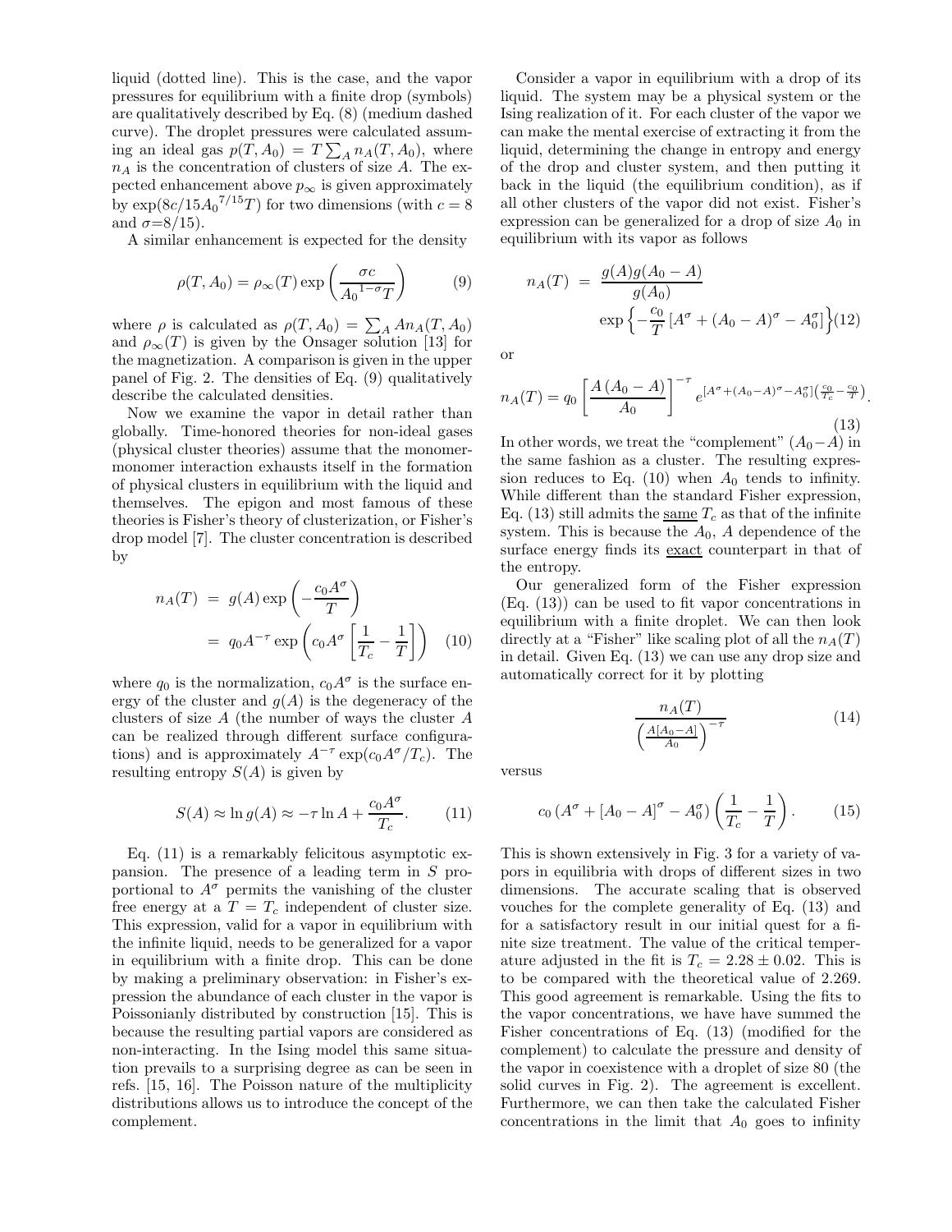liquid (dotted line). This is the case, and the vapor pressures for equilibrium with a finite drop (symbols) are qualitatively described by Eq. (8) (medium dashed curve). The droplet pressures were calculated assuming an ideal gas $p(T, A_0) = T \sum_A n_A(T, A_0)$, where $n_A$ is the concentration of clusters of size $A$. The expected enhancement above $p_\infty$ is given approximately by $\exp(8c/15{A_0}^{7/15}T)$ for two dimensions (with $c = 8$ and $\sigma$=8/15).

A similar enhancement is expected for the density

$$\rho(T, A_0) = \rho_\infty(T) \exp\left(\frac{\sigma c}{{A_0}^{1-\sigma}T}\right) \tag{9}$$

where $\rho$ is calculated as $\rho(T, A_0) = \sum_A A n_A(T, A_0)$ and $\rho_\infty(T)$ is given by the Onsager solution [13] for the magnetization. A comparison is given in the upper panel of Fig. 2. The densities of Eq. (9) qualitatively describe the calculated densities.

Now we examine the vapor in detail rather than globally. Time-honored theories for non-ideal gases (physical cluster theories) assume that the monomer-monomer interaction exhausts itself in the formation of physical clusters in equilibrium with the liquid and themselves. The epigon and most famous of these theories is Fisher's theory of clusterization, or Fisher's drop model [7]. The cluster concentration is described by

$$\begin{aligned} n_A(T) &= g(A) \exp\left(-\frac{c_0 A^\sigma}{T}\right) \\ &= q_0 A^{-\tau} \exp\left(c_0 A^\sigma \left[\frac{1}{T_c} - \frac{1}{T}\right]\right) \end{aligned} \tag{10}$$

where $q_0$ is the normalization, $c_0 A^\sigma$ is the surface energy of the cluster and $g(A)$ is the degeneracy of the clusters of size $A$ (the number of ways the cluster $A$ can be realized through different surface configurations) and is approximately $A^{-\tau} \exp(c_0 A^\sigma / T_c)$. The resulting entropy $S(A)$ is given by

$$S(A) \approx \ln g(A) \approx -\tau \ln A + \frac{c_0 A^\sigma}{T_c}. \tag{11}$$

Eq. (11) is a remarkably felicitous asymptotic expansion. The presence of a leading term in $S$ proportional to $A^\sigma$ permits the vanishing of the cluster free energy at a $T = T_c$ independent of cluster size. This expression, valid for a vapor in equilibrium with the infinite liquid, needs to be generalized for a vapor in equilibrium with a finite drop. This can be done by making a preliminary observation: in Fisher's expression the abundance of each cluster in the vapor is Poissonianly distributed by construction [15]. This is because the resulting partial vapors are considered as non-interacting. In the Ising model this same situation prevails to a surprising degree as can be seen in refs. [15, 16]. The Poisson nature of the multiplicity distributions allows us to introduce the concept of the complement.

Consider a vapor in equilibrium with a drop of its liquid. The system may be a physical system or the Ising realization of it. For each cluster of the vapor we can make the mental exercise of extracting it from the liquid, determining the change in entropy and energy of the drop and cluster system, and then putting it back in the liquid (the equilibrium condition), as if all other clusters of the vapor did not exist. Fisher's expression can be generalized for a drop of size $A_0$ in equilibrium with its vapor as follows

$$\begin{aligned} n_A(T) &= \frac{g(A) g(A_0 - A)}{g(A_0)} \\ &\quad \exp\left\{-\frac{c_0}{T}\left[A^\sigma + (A_0 - A)^\sigma - A_0^\sigma\right]\right\} \end{aligned} \tag{12}$$

or

$$n_A(T) = q_0 \left[\frac{A\,(A_0 - A)}{A_0}\right]^{-\tau} e^{\left[A^\sigma + (A_0 - A)^\sigma - A_0^\sigma\right]\left(\frac{c_0}{T_c} - \frac{c_0}{T}\right)}. \tag{13}$$

In other words, we treat the "complement" $(A_0 - A)$ in the same fashion as a cluster. The resulting expression reduces to Eq. (10) when $A_0$ tends to infinity. While different than the standard Fisher expression, Eq. (13) still admits the <u>same</u> $T_c$ as that of the infinite system. This is because the $A_0$, $A$ dependence of the surface energy finds its <u>exact</u> counterpart in that of the entropy.

Our generalized form of the Fisher expression (Eq. (13)) can be used to fit vapor concentrations in equilibrium with a finite droplet. We can then look directly at a "Fisher" like scaling plot of all the $n_A(T)$ in detail. Given Eq. (13) we can use any drop size and automatically correct for it by plotting

$$\frac{n_A(T)}{\left(\frac{A[A_0 - A]}{A_0}\right)^{-\tau}} \tag{14}$$

versus

$$c_0 \left(A^\sigma + [A_0 - A]^\sigma - A_0^\sigma\right)\left(\frac{1}{T_c} - \frac{1}{T}\right). \tag{15}$$

This is shown extensively in Fig. 3 for a variety of vapors in equilibria with drops of different sizes in two dimensions. The accurate scaling that is observed vouches for the complete generality of Eq. (13) and for a satisfactory result in our initial quest for a finite size treatment. The value of the critical temperature adjusted in the fit is $T_c = 2.28 \pm 0.02$. This is to be compared with the theoretical value of 2.269. This good agreement is remarkable. Using the fits to the vapor concentrations, we have have summed the Fisher concentrations of Eq. (13) (modified for the complement) to calculate the pressure and density of the vapor in coexistence with a droplet of size 80 (the solid curves in Fig. 2). The agreement is excellent. Furthermore, we can then take the calculated Fisher concentrations in the limit that $A_0$ goes to infinity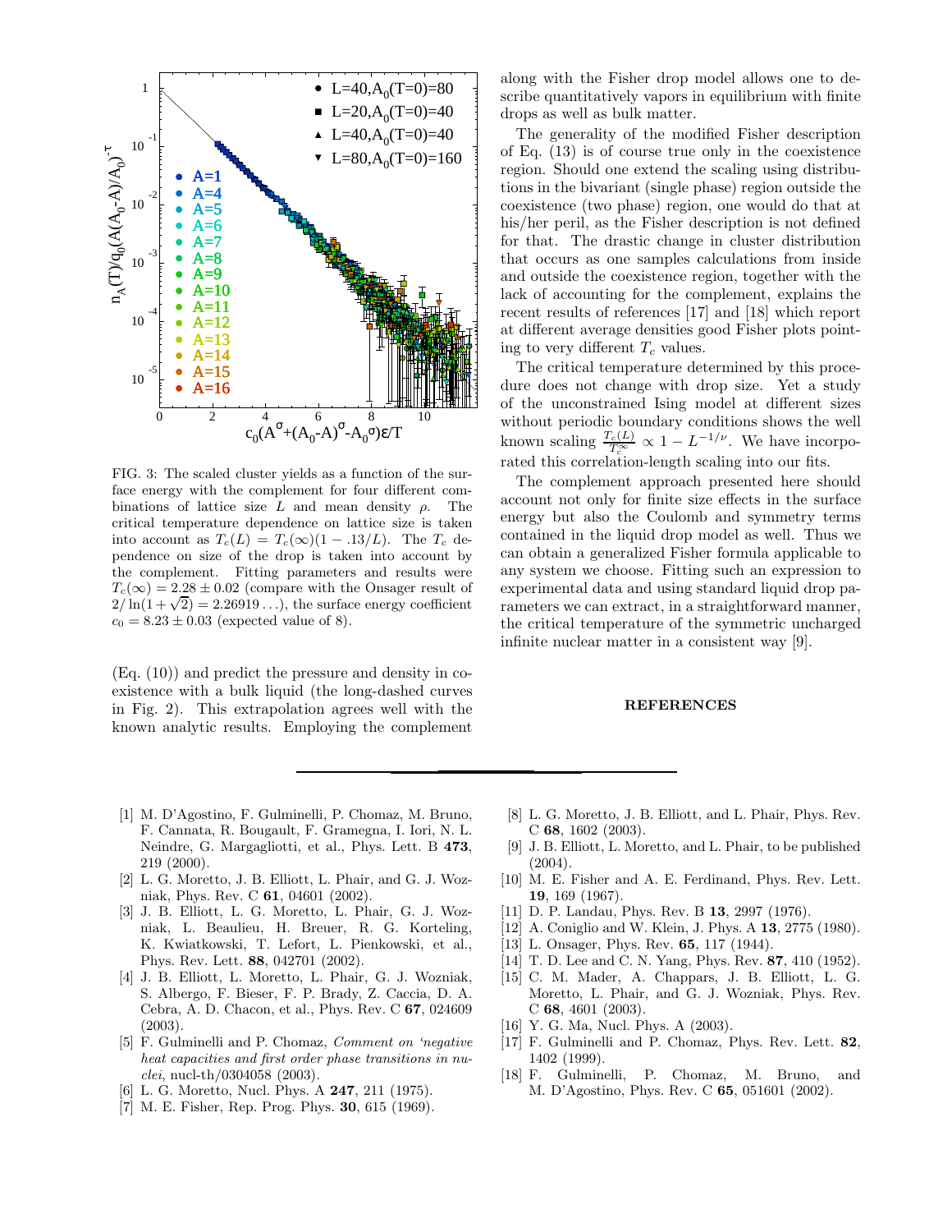1

$10^{-1}$

$10^{-2}$

$10^{-3}$

$10^{-4}$

$10^{-5}$

0 2 4 6 8 10

$n_A(T)/q_0(A(A_0\text{-}A)/A_0)^{-\tau}$

$c_0(A^\sigma+(A_0\text{-}A)^\sigma\text{-}A_0^\sigma)\varepsilon/T$

● L=40,$A_0$(T=0)=80

■ L=20,$A_0$(T=0)=40

▲ L=40,$A_0$(T=0)=40

▼ L=80,$A_0$(T=0)=160

A=1, A=4, A=5, A=6, A=7, A=8, A=9, A=10, A=11, A=12, A=13, A=14, A=15, A=16

FIG. 3: The scaled cluster yields as a function of the surface energy with the complement for four different combinations of lattice size $L$ and mean density $\rho$. The critical temperature dependence on lattice size is taken into account as $T_c(L) = T_c(\infty)(1 - .13/L)$. The $T_c$ dependence on size of the drop is taken into account by the complement. Fitting parameters and results were $T_c(\infty) = 2.28 \pm 0.02$ (compare with the Onsager result of $2/\ln(1+\sqrt{2}) = 2.26919\ldots$), the surface energy coefficient $c_0 = 8.23 \pm 0.03$ (expected value of 8).

(Eq. (10)) and predict the pressure and density in coexistence with a bulk liquid (the long-dashed curves in Fig. 2). This extrapolation agrees well with the known analytic results. Employing the complement along with the Fisher drop model allows one to describe quantitatively vapors in equilibrium with finite drops as well as bulk matter.

The generality of the modified Fisher description of Eq. (13) is of course true only in the coexistence region. Should one extend the scaling using distributions in the bivariant (single phase) region outside the coexistence (two phase) region, one would do that at his/her peril, as the Fisher description is not defined for that. The drastic change in cluster distribution that occurs as one samples calculations from inside and outside the coexistence region, together with the lack of accounting for the complement, explains the recent results of references [17] and [18] which report at different average densities good Fisher plots pointing to very different $T_c$ values.

The critical temperature determined by this procedure does not change with drop size. Yet a study of the unconstrained Ising model at different sizes without periodic boundary conditions shows the well known scaling $\frac{T_c(L)}{T_c^\infty} \propto 1 - L^{-1/\nu}$. We have incorporated this correlation-length scaling into our fits.

The complement approach presented here should account not only for finite size effects in the surface energy but also the Coulomb and symmetry terms contained in the liquid drop model as well. Thus we can obtain a generalized Fisher formula applicable to any system we choose. Fitting such an expression to experimental data and using standard liquid drop parameters we can extract, in a straightforward manner, the critical temperature of the symmetric uncharged infinite nuclear matter in a consistent way [9].

## REFERENCES

[1] M. D'Agostino, F. Gulminelli, P. Chomaz, M. Bruno, F. Cannata, R. Bougault, F. Gramegna, I. Iori, N. L. Neindre, G. Margagliotti, et al., Phys. Lett. B **473**, 219 (2000).

[2] L. G. Moretto, J. B. Elliott, L. Phair, and G. J. Wozniak, Phys. Rev. C **61**, 04601 (2002).

[3] J. B. Elliott, L. G. Moretto, L. Phair, G. J. Wozniak, L. Beaulieu, H. Breuer, R. G. Korteling, K. Kwiatkowski, T. Lefort, L. Pienkowski, et al., Phys. Rev. Lett. **88**, 042701 (2002).

[4] J. B. Elliott, L. Moretto, L. Phair, G. J. Wozniak, S. Albergo, F. Bieser, F. P. Brady, Z. Caccia, D. A. Cebra, A. D. Chacon, et al., Phys. Rev. C **67**, 024609 (2003).

[5] F. Gulminelli and P. Chomaz, *Comment on 'negative heat capacities and first order phase transitions in nuclei*, nucl-th/0304058 (2003).

[6] L. G. Moretto, Nucl. Phys. A **247**, 211 (1975).

[7] M. E. Fisher, Rep. Prog. Phys. **30**, 615 (1969).

[8] L. G. Moretto, J. B. Elliott, and L. Phair, Phys. Rev. C **68**, 1602 (2003).

[9] J. B. Elliott, L. Moretto, and L. Phair, to be published (2004).

[10] M. E. Fisher and A. E. Ferdinand, Phys. Rev. Lett. **19**, 169 (1967).

[11] D. P. Landau, Phys. Rev. B **13**, 2997 (1976).

[12] A. Coniglio and W. Klein, J. Phys. A **13**, 2775 (1980).

[13] L. Onsager, Phys. Rev. **65**, 117 (1944).

[14] T. D. Lee and C. N. Yang, Phys. Rev. **87**, 410 (1952).

[15] C. M. Mader, A. Chappars, J. B. Elliott, L. G. Moretto, L. Phair, and G. J. Wozniak, Phys. Rev. C **68**, 4601 (2003).

[16] Y. G. Ma, Nucl. Phys. A (2003).

[17] F. Gulminelli and P. Chomaz, Phys. Rev. Lett. **82**, 1402 (1999).

[18] F. Gulminelli, P. Chomaz, M. Bruno, and M. D'Agostino, Phys. Rev. C **65**, 051601 (2002).